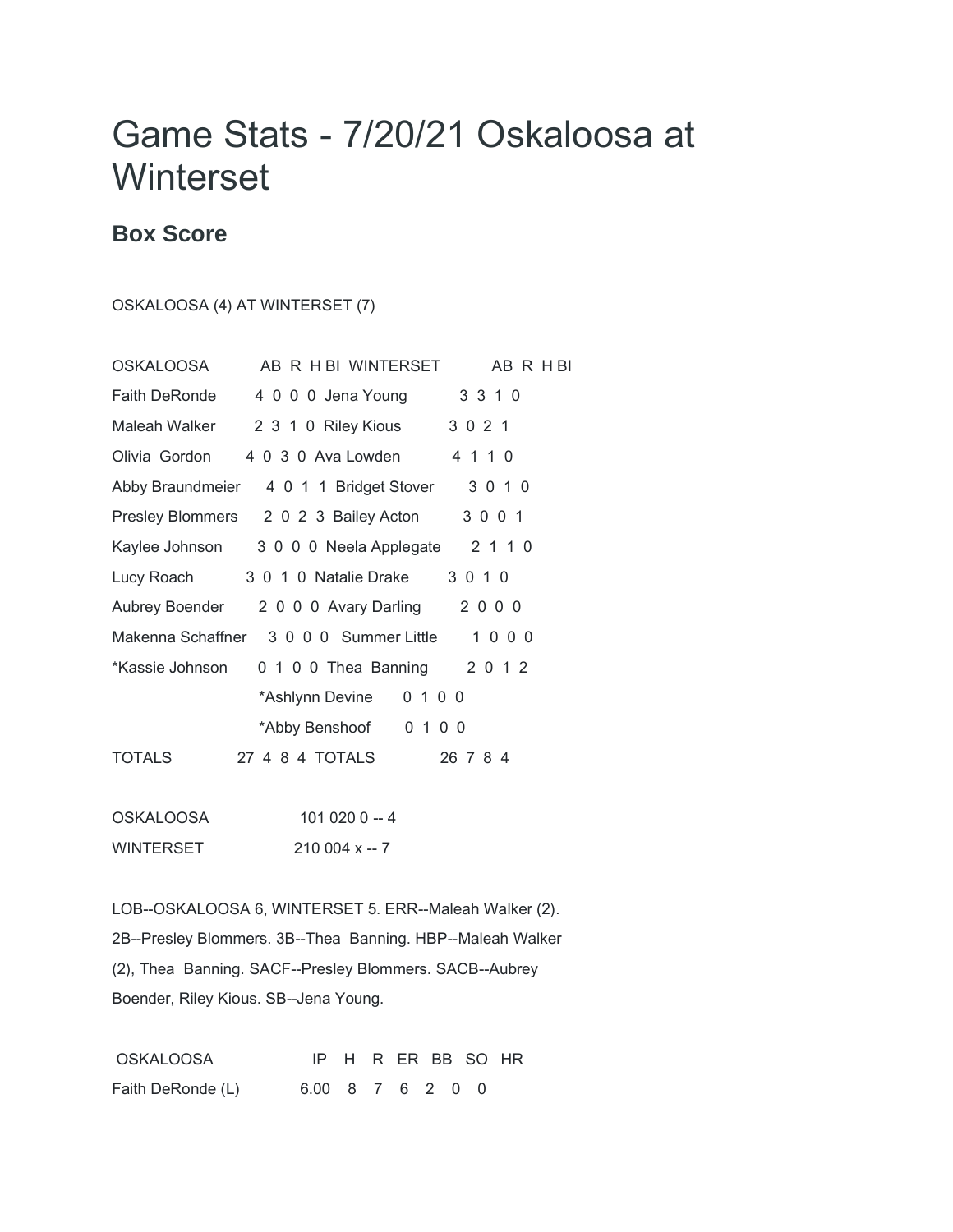# Game Stats - 7/20/21 Oskaloosa at Winterset

## Box Score

OSKALOOSA (4) AT WINTERSET (7)

| OSKALOOSA | AB | R | H | BI | WINTERSET | AB | R | H | BI |
|---|---|---|---|---|---|---|---|---|---|
| Faith DeRonde | 4 | 0 | 0 | 0 | Jena Young | 3 | 3 | 1 | 0 |
| Maleah Walker | 2 | 3 | 1 | 0 | Riley Kious | 3 | 0 | 2 | 1 |
| Olivia Gordon | 4 | 0 | 3 | 0 | Ava Lowden | 4 | 1 | 1 | 0 |
| Abby Braundmeier | 4 | 0 | 1 | 1 | Bridget Stover | 3 | 0 | 1 | 0 |
| Presley Blommers | 2 | 0 | 2 | 3 | Bailey Acton | 3 | 0 | 0 | 1 |
| Kaylee Johnson | 3 | 0 | 0 | 0 | Neela Applegate | 2 | 1 | 1 | 0 |
| Lucy Roach | 3 | 0 | 1 | 0 | Natalie Drake | 3 | 0 | 1 | 0 |
| Aubrey Boender | 2 | 0 | 0 | 0 | Avary Darling | 2 | 0 | 0 | 0 |
| Makenna Schaffner | 3 | 0 | 0 | 0 | Summer Little | 1 | 0 | 0 | 0 |
| *Kassie Johnson | 0 | 1 | 0 | 0 | Thea Banning | 2 | 0 | 1 | 2 |
| | | | | | *Ashlynn Devine | 0 | 1 | 0 | 0 |
| | | | | | *Abby Benshoof | 0 | 1 | 0 | 0 |
| TOTALS | 27 | 4 | 8 | 4 | TOTALS | 26 | 7 | 8 | 4 |

| | |
|---|---|
| OSKALOOSA | 101 020 0 -- 4 |
| WINTERSET | 210 004 x -- 7 |

LOB--OSKALOOSA 6, WINTERSET 5. ERR--Maleah Walker (2). 2B--Presley Blommers. 3B--Thea Banning. HBP--Maleah Walker (2), Thea Banning. SACF--Presley Blommers. SACB--Aubrey Boender, Riley Kious. SB--Jena Young.

| OSKALOOSA | IP | H | R | ER | BB | SO | HR |
|---|---|---|---|---|---|---|---|
| Faith DeRonde (L) | 6.00 | 8 | 7 | 6 | 2 | 0 | 0 |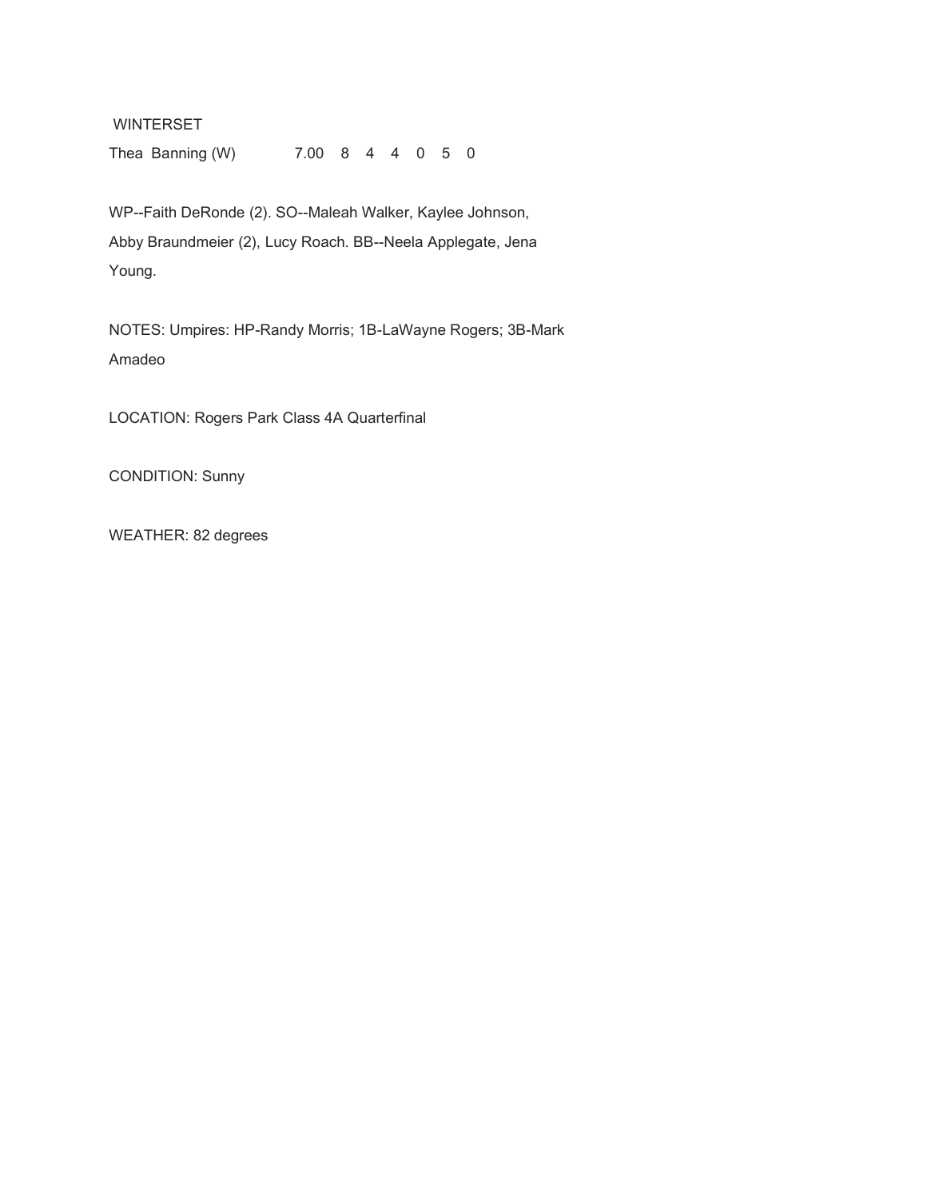| WINTERSET | | | | | | |
| --- | --- | --- | --- | --- | --- | --- |
| Thea Banning (W) | 7.00 | 8 | 4 | 4 | 0 | 5 | 0 |

WP--Faith DeRonde (2). SO--Maleah Walker, Kaylee Johnson, Abby Braundmeier (2), Lucy Roach. BB--Neela Applegate, Jena Young.

NOTES: Umpires: HP-Randy Morris; 1B-LaWayne Rogers; 3B-Mark Amadeo

LOCATION: Rogers Park Class 4A Quarterfinal

CONDITION: Sunny

WEATHER: 82 degrees